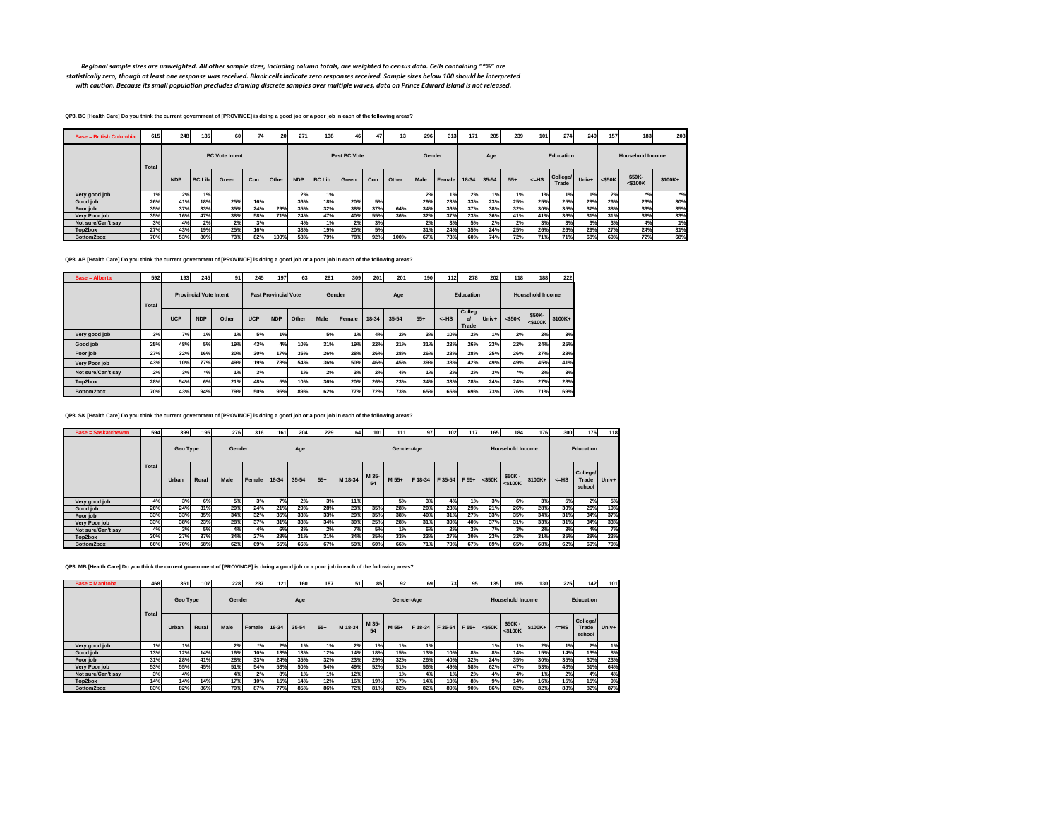*Regional sample sizes are unweighted. All other sample sizes, including column totals, are weighted to census data. Cells containing "*%" are statistically zero, though at least one response was received. Blank cells indicate zero responses received. Sample sizes below 100 should be interpreted with caution. Because its small population precludes drawing discrete samples over multiple waves, data on Prince Edward Island is not released.*

**QP3. BC [Health Care] Do you think the current government of [PROVINCE] is doing a good job or a poor job in each of the following areas?**

| Base = British Columbia | 615 | 248 | 135 | 60 | 74 | 20 | 271 | 138 | 46 | 47 | 13 | 296 | 313 | 171 | 205 | 239 | 101 | 274 | 240 | 157 | 183 | 208 |
|---|---|---|---|---|---|---|---|---|---|---|---|---|---|---|---|---|---|---|---|---|---|---|
| | Total | BC Vote Intent | | | | | Past BC Vote | | | | | Gender | | Age | | | Education | | | Household Income | | |
| | | NDP | BC Lib | Green | Con | Other | NDP | BC Lib | Green | Con | Other | Male | Female | 18-34 | 35-54 | 55+ | <=HS | College/ Trade | Univ+ | <$50K | $50K-<$100K | $100K+ |
| Very good job | 1% | 2% | 1% | | | | 2% | 1% | | | | 2% | 1% | 2% | 1% | 1% | 1% | 1% | 1% | 2% | *% | *% |
| Good job | 26% | 41% | 18% | 25% | 16% | | 36% | 18% | 20% | 5% | | 29% | 23% | 33% | 23% | 25% | 25% | 25% | 28% | 26% | 23% | 30% |
| Poor job | 35% | 37% | 33% | 35% | 24% | 29% | 35% | 32% | 38% | 37% | 64% | 34% | 36% | 37% | 38% | 32% | 30% | 35% | 37% | 38% | 33% | 35% |
| Very Poor job | 35% | 16% | 47% | 38% | 58% | 71% | 24% | 47% | 40% | 55% | 36% | 32% | 37% | 23% | 36% | 41% | 41% | 36% | 31% | 31% | 39% | 33% |
| Not sure/Can't say | 3% | 4% | 2% | 2% | 3% | | 4% | 1% | 2% | 3% | | 2% | 3% | 5% | 2% | 2% | 3% | 3% | 3% | 3% | 4% | 1% |
| Top2box | 27% | 43% | 19% | 25% | 16% | | 38% | 19% | 20% | 5% | | 31% | 24% | 35% | 24% | 25% | 26% | 26% | 29% | 27% | 24% | 31% |
| Bottom2box | 70% | 53% | 80% | 73% | 82% | 100% | 58% | 79% | 78% | 92% | 100% | 67% | 73% | 60% | 74% | 72% | 71% | 71% | 68% | 69% | 72% | 68% |

**QP3. AB [Health Care] Do you think the current government of [PROVINCE] is doing a good job or a poor job in each of the following areas?**

| Base = Alberta | 592 | 193 | 245 | 91 | 245 | 197 | 63 | 281 | 309 | 201 | 201 | 190 | 112 | 278 | 202 | 118 | 188 | 222 |
|---|---|---|---|---|---|---|---|---|---|---|---|---|---|---|---|---|---|---|
| | Total | Provincial Vote Intent | | | Past Provincial Vote | | | Gender | | Age | | | Education | | | Household Income | | |
| | | UCP | NDP | Other | UCP | NDP | Other | Male | Female | 18-34 | 35-54 | 55+ | <=HS | College/ Trade | Univ+ | <$50K | $50K-<$100K | $100K+ |
| Very good job | 3% | 7% | 1% | 1% | 5% | 1% | | 5% | 1% | 4% | 2% | 3% | 10% | 2% | 1% | 2% | 2% | 3% |
| Good job | 25% | 48% | 5% | 19% | 43% | 4% | 10% | 31% | 19% | 22% | 21% | 31% | 23% | 26% | 23% | 22% | 24% | 25% |
| Poor job | 27% | 32% | 16% | 30% | 30% | 17% | 35% | 26% | 28% | 26% | 28% | 26% | 28% | 28% | 25% | 26% | 27% | 28% |
| Very Poor job | 43% | 10% | 77% | 49% | 19% | 78% | 54% | 36% | 50% | 46% | 45% | 39% | 38% | 42% | 49% | 49% | 45% | 41% |
| Not sure/Can't say | 2% | 3% | *% | 1% | 3% | | 1% | 2% | 3% | 2% | 4% | 1% | 2% | 2% | 3% | *% | 2% | 3% |
| Top2box | 28% | 54% | 6% | 21% | 48% | 5% | 10% | 36% | 20% | 26% | 23% | 34% | 33% | 28% | 24% | 24% | 27% | 28% |
| Bottom2box | 70% | 43% | 94% | 79% | 50% | 95% | 89% | 62% | 77% | 72% | 73% | 65% | 65% | 69% | 73% | 76% | 71% | 69% |

**QP3. SK [Health Care] Do you think the current government of [PROVINCE] is doing a good job or a poor job in each of the following areas?**

| Base = Saskatchewan | 594 | 399 | 195 | 276 | 316 | 161 | 204 | 229 | 64 | 101 | 111 | 97 | 102 | 117 | 165 | 184 | 176 | 300 | 176 | 118 |
|---|---|---|---|---|---|---|---|---|---|---|---|---|---|---|---|---|---|---|---|---|
| | Total | Geo Type | | Gender | | Age | | | Gender-Age | | | | | | Household Income | | | Education | | |
| | | Urban | Rural | Male | Female | 18-34 | 35-54 | 55+ | M 18-34 | M 35-54 | M 55+ | F 18-34 | F 35-54 | F 55+ | <$50K | $50K - <$100K | $100K+ | <=HS | College/ Trade school | Univ+ |
| Very good job | 4% | 3% | 6% | 5% | 3% | 7% | 2% | 3% | 11% | | 5% | 3% | 4% | 1% | 3% | 6% | 3% | 5% | 2% | 5% |
| Good job | 26% | 24% | 31% | 29% | 24% | 21% | 29% | 28% | 23% | 35% | 28% | 20% | 23% | 29% | 21% | 26% | 28% | 30% | 26% | 19% |
| Poor job | 33% | 33% | 35% | 34% | 32% | 35% | 33% | 33% | 29% | 35% | 38% | 40% | 31% | 27% | 33% | 35% | 34% | 31% | 34% | 37% |
| Very Poor job | 33% | 38% | 23% | 28% | 37% | 31% | 33% | 34% | 30% | 25% | 28% | 31% | 39% | 40% | 37% | 31% | 33% | 31% | 34% | 33% |
| Not sure/Can't say | 4% | 3% | 5% | 4% | 4% | 6% | 3% | 2% | 7% | 5% | 1% | 6% | 2% | 3% | 7% | 3% | 2% | 3% | 4% | 7% |
| Top2box | 30% | 27% | 37% | 34% | 27% | 28% | 31% | 31% | 34% | 35% | 33% | 23% | 27% | 30% | 23% | 32% | 31% | 35% | 28% | 23% |
| Bottom2box | 66% | 70% | 58% | 62% | 69% | 65% | 66% | 67% | 59% | 60% | 66% | 71% | 70% | 67% | 69% | 65% | 68% | 62% | 69% | 70% |

**QP3. MB [Health Care] Do you think the current government of [PROVINCE] is doing a good job or a poor job in each of the following areas?**

| Base = Manitoba | 468 | 361 | 107 | 228 | 237 | 121 | 160 | 187 | 51 | 85 | 92 | 69 | 73 | 95 | 135 | 155 | 130 | 225 | 142 | 101 |
|---|---|---|---|---|---|---|---|---|---|---|---|---|---|---|---|---|---|---|---|---|
| | Total | Geo Type | | Gender | | Age | | | Gender-Age | | | | | | Household Income | | | Education | | |
| | | Urban | Rural | Male | Female | 18-34 | 35-54 | 55+ | M 18-34 | M 35-54 | M 55+ | F 18-34 | F 35-54 | F 55+ | <$50K | $50K - <$100K | $100K+ | <=HS | College/ Trade school | Univ+ |
| Very good job | 1% | 1% | | 2% | *% | 2% | 1% | 1% | 2% | 1% | 1% | 1% | | | 1% | 1% | 2% | 1% | 2% | 1% |
| Good job | 13% | 12% | 14% | 16% | 10% | 13% | 13% | 12% | 14% | 18% | 15% | 13% | 10% | 8% | 8% | 14% | 15% | 14% | 13% | 8% |
| Poor job | 31% | 28% | 41% | 28% | 33% | 24% | 35% | 32% | 23% | 29% | 32% | 26% | 40% | 32% | 24% | 35% | 30% | 35% | 30% | 23% |
| Very Poor job | 53% | 55% | 45% | 51% | 54% | 53% | 50% | 54% | 49% | 52% | 51% | 56% | 49% | 58% | 62% | 47% | 53% | 48% | 51% | 64% |
| Not sure/Can't say | 3% | 4% | | 4% | 2% | 8% | 1% | 1% | 12% | | 1% | 4% | 1% | 2% | 4% | 4% | 1% | 2% | 4% | 4% |
| Top2box | 14% | 14% | 14% | 17% | 10% | 15% | 14% | 12% | 16% | 19% | 17% | 14% | 10% | 8% | 9% | 14% | 16% | 15% | 15% | 9% |
| Bottom2box | 83% | 82% | 86% | 79% | 87% | 77% | 85% | 86% | 72% | 81% | 82% | 82% | 89% | 90% | 86% | 82% | 82% | 83% | 82% | 87% |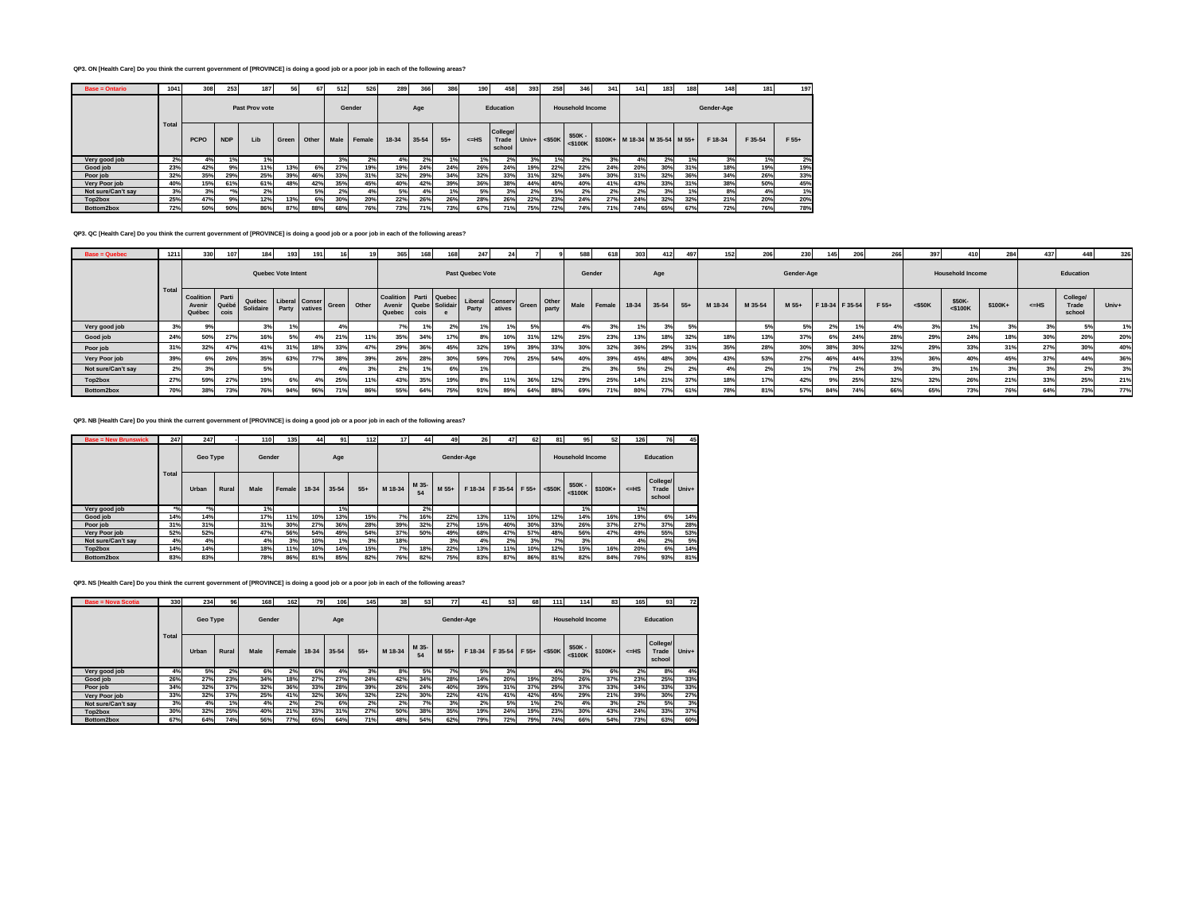**QP3. ON [Health Care] Do you think the current government of [PROVINCE] is doing a good job or a poor job in each of the following areas?**

| Base = Ontario | 1041 | 308 | 253 | 187 | 56 | 67 | 512 | 526 | 289 | 366 | 386 | 190 | 458 | 393 | 258 | 346 | 341 | 141 | 183 | 188 | 148 | 181 | 197 |
|---|---|---|---|---|---|---|---|---|---|---|---|---|---|---|---|---|---|---|---|---|---|---|---|
| | Total | Past Prov vote | | | | | Gender | | Age | | | Education | | | Household Income | | | Gender-Age | | | | | |
| | | PCPO | NDP | Lib | Green | Other | Male | Female | 18-34 | 35-54 | 55+ | <=HS | College/ Trade school | Univ+ | <$50K | $50K - <$100K | $100K+ | M 18-34 | M 35-54 | M 55+ | F 18-34 | F 35-54 | F 55+ |
| Very good job | 2% | 4% | 1% | 1% | | | 3% | 2% | 4% | 2% | 1% | 1% | 2% | 3% | 1% | 2% | 3% | 4% | 2% | 1% | 3% | 1% | 2% |
| Good job | 23% | 42% | 9% | 11% | 13% | 6% | 27% | 19% | 19% | 24% | 24% | 26% | 24% | 19% | 22% | 22% | 24% | 20% | 30% | 31% | 18% | 19% | 19% |
| Poor job | 32% | 35% | 29% | 25% | 39% | 46% | 33% | 31% | 32% | 29% | 34% | 32% | 33% | 31% | 32% | 34% | 30% | 31% | 32% | 36% | 34% | 26% | 33% |
| Very Poor job | 40% | 15% | 61% | 61% | 48% | 42% | 35% | 45% | 40% | 42% | 39% | 36% | 38% | 44% | 40% | 40% | 41% | 43% | 33% | 31% | 38% | 50% | 45% |
| Not sure/Can't say | 3% | 3% | *% | 2% | | 5% | 2% | 4% | 5% | 4% | 1% | 5% | 3% | 2% | 5% | 2% | 2% | 2% | 3% | 1% | 8% | 4% | 1% |
| Top2box | 25% | 47% | 9% | 12% | 13% | 6% | 30% | 20% | 22% | 26% | 26% | 28% | 26% | 22% | 23% | 24% | 27% | 24% | 32% | 32% | 21% | 20% | 20% |
| Bottom2box | 72% | 50% | 90% | 86% | 87% | 88% | 68% | 76% | 73% | 71% | 73% | 67% | 71% | 75% | 72% | 74% | 71% | 74% | 65% | 67% | 72% | 76% | 78% |

**QP3. QC [Health Care] Do you think the current government of [PROVINCE] is doing a good job or a poor job in each of the following areas?**

| Base = Quebec | 1211 | 330 | 107 | 184 | 193 | 191 | 16 | 19 | 365 | 168 | 168 | 247 | 24 | 7 | 9 | 588 | 618 | 303 | 412 | 497 | 152 | 206 | 230 | 145 | 206 | 266 | 397 | 410 | 284 | 437 | 448 | 326 |
|---|---|---|---|---|---|---|---|---|---|---|---|---|---|---|---|---|---|---|---|---|---|---|---|---|---|---|---|---|---|---|---|---|
| | Total | Quebec Vote Intent | | | | | | | Past Quebec Vote | | | | | | | Gender | | Age | | | Gender-Age | | | | | | Household Income | | | Education | | |
| | | Coalition Avenir Québec | Parti Québécois | Québec Solidaire | Liberal Party | Conservatives | Green | Other | Coalition Avenir Quebec | Parti Quebecois | Quebec Solidaire | Liberal Party | Conservatives | Green | Other party | Male | Female | 18-34 | 35-54 | 55+ | M 18-34 | M 35-54 | M 55+ | F 18-34 | F 35-54 | F 55+ | <$50K | $50K- <$100K | $100K+ | <=HS | College/ Trade school | Univ+ |
| Very good job | 3% | 9% | | 3% | 1% | | 4% | | 7% | 1% | 2% | 1% | 1% | 5% | | 4% | 3% | 1% | 3% | 5% | | 5% | 5% | 2% | 1% | 4% | 3% | 1% | 3% | 3% | 5% | 1% |
| Good job | 24% | 50% | 27% | 16% | 5% | 4% | 21% | 11% | 35% | 34% | 17% | 8% | 10% | 31% | 12% | 25% | 23% | 13% | 18% | 32% | 18% | 13% | 37% | 6% | 24% | 28% | 29% | 24% | 18% | 30% | 20% | 20% |
| Poor job | 31% | 32% | 47% | 41% | 31% | 18% | 33% | 47% | 29% | 36% | 45% | 32% | 19% | 39% | 33% | 30% | 32% | 36% | 29% | 31% | 35% | 28% | 30% | 38% | 30% | 32% | 29% | 33% | 31% | 27% | 30% | 40% |
| Very Poor job | 39% | 6% | 26% | 35% | 63% | 77% | 38% | 39% | 26% | 28% | 30% | 59% | 70% | 25% | 54% | 40% | 39% | 45% | 48% | 30% | 43% | 53% | 27% | 46% | 44% | 33% | 36% | 40% | 45% | 37% | 44% | 36% |
| Not sure/Can't say | 2% | 3% | | 5% | | | 4% | 3% | 2% | 1% | 6% | 1% | | | | 2% | 3% | 5% | 2% | 2% | 4% | 2% | 1% | 7% | 2% | 3% | 3% | 1% | 3% | 3% | 2% | 3% |
| Top2box | 27% | 59% | 27% | 19% | 6% | 4% | 25% | 11% | 43% | 35% | 19% | 8% | 11% | 36% | 12% | 29% | 25% | 14% | 21% | 37% | 18% | 17% | 42% | 9% | 25% | 32% | 32% | 26% | 21% | 33% | 25% | 21% |
| Bottom2box | 70% | 38% | 73% | 76% | 94% | 96% | 71% | 86% | 55% | 64% | 75% | 91% | 89% | 64% | 88% | 69% | 71% | 80% | 77% | 61% | 78% | 81% | 57% | 84% | 74% | 66% | 65% | 73% | 76% | 64% | 73% | 77% |

**QP3. NB [Health Care] Do you think the current government of [PROVINCE] is doing a good job or a poor job in each of the following areas?**

| Base = New Brunswick | 247 | 247 | - | 110 | 135 | 44 | 91 | 112 | 17 | 44 | 49 | 26 | 47 | 62 | 81 | 95 | 52 | 126 | 76 | 45 |
|---|---|---|---|---|---|---|---|---|---|---|---|---|---|---|---|---|---|---|---|---|
| | Total | Geo Type | | Gender | | Age | | | Gender-Age | | | | | | Household Income | | | Education | | |
| | | Urban | Rural | Male | Female | 18-34 | 35-54 | 55+ | M 18-34 | M 35-54 | M 55+ | F 18-34 | F 35-54 | F 55+ | <$50K | $50K - <$100K | $100K+ | <=HS | College/ Trade school | Univ+ |
| Very good job | *% | *% | | 1% | | | 1% | | | 2% | | | | | | 1% | | 1% | | |
| Good job | 14% | 14% | | 17% | 11% | 10% | 13% | 15% | 7% | 16% | 22% | 13% | 11% | 10% | 12% | 14% | 16% | 19% | 6% | 14% |
| Poor job | 31% | 31% | | 31% | 30% | 27% | 36% | 28% | 39% | 32% | 27% | 15% | 40% | 30% | 33% | 26% | 37% | 27% | 37% | 28% |
| Very Poor job | 52% | 52% | | 47% | 56% | 54% | 49% | 54% | 37% | 50% | 49% | 68% | 47% | 57% | 48% | 56% | 47% | 49% | 55% | 53% |
| Not sure/Can't say | 4% | 4% | | 4% | 3% | 10% | 1% | 3% | 18% | | 3% | 4% | 2% | 3% | 7% | 3% | | 4% | 2% | 5% |
| Top2box | 14% | 14% | | 18% | 11% | 10% | 14% | 15% | 7% | 18% | 22% | 13% | 11% | 10% | 12% | 15% | 16% | 20% | 6% | 14% |
| Bottom2box | 83% | 83% | | 78% | 86% | 81% | 85% | 82% | 76% | 82% | 75% | 83% | 87% | 86% | 81% | 82% | 84% | 76% | 93% | 81% |

**QP3. NS [Health Care] Do you think the current government of [PROVINCE] is doing a good job or a poor job in each of the following areas?**

| Base = Nova Scotia | 330 | 234 | 96 | 168 | 162 | 79 | 106 | 145 | 38 | 53 | 77 | 41 | 53 | 68 | 111 | 114 | 83 | 165 | 93 | 72 |
|---|---|---|---|---|---|---|---|---|---|---|---|---|---|---|---|---|---|---|---|---|
| | Total | Geo Type | | Gender | | Age | | | Gender-Age | | | | | | Household Income | | | Education | | |
| | | Urban | Rural | Male | Female | 18-34 | 35-54 | 55+ | M 18-34 | M 35-54 | M 55+ | F 18-34 | F 35-54 | F 55+ | <$50K | $50K - <$100K | $100K+ | <=HS | College/ Trade school | Univ+ |
| Very good job | 4% | 5% | 2% | 6% | 2% | 6% | 4% | 3% | 8% | 5% | 7% | 5% | 3% | | 4% | 3% | 6% | 2% | 8% | 4% |
| Good job | 26% | 27% | 23% | 34% | 18% | 27% | 27% | 24% | 42% | 34% | 28% | 14% | 20% | 19% | 20% | 26% | 37% | 23% | 25% | 33% |
| Poor job | 34% | 32% | 37% | 32% | 36% | 33% | 28% | 39% | 26% | 24% | 40% | 39% | 31% | 37% | 29% | 37% | 33% | 34% | 33% | 33% |
| Very Poor job | 33% | 32% | 37% | 25% | 41% | 32% | 36% | 32% | 22% | 30% | 22% | 41% | 41% | 42% | 45% | 29% | 21% | 39% | 30% | 27% |
| Not sure/Can't say | 3% | 4% | 1% | 4% | 2% | 2% | 6% | 2% | 2% | 7% | 3% | 2% | 5% | 1% | 2% | 4% | 3% | 2% | 5% | 3% |
| Top2box | 30% | 32% | 25% | 40% | 21% | 33% | 31% | 27% | 50% | 38% | 35% | 19% | 24% | 19% | 23% | 30% | 43% | 24% | 33% | 37% |
| Bottom2box | 67% | 64% | 74% | 56% | 77% | 65% | 64% | 71% | 48% | 54% | 62% | 79% | 72% | 79% | 74% | 66% | 54% | 73% | 63% | 60% |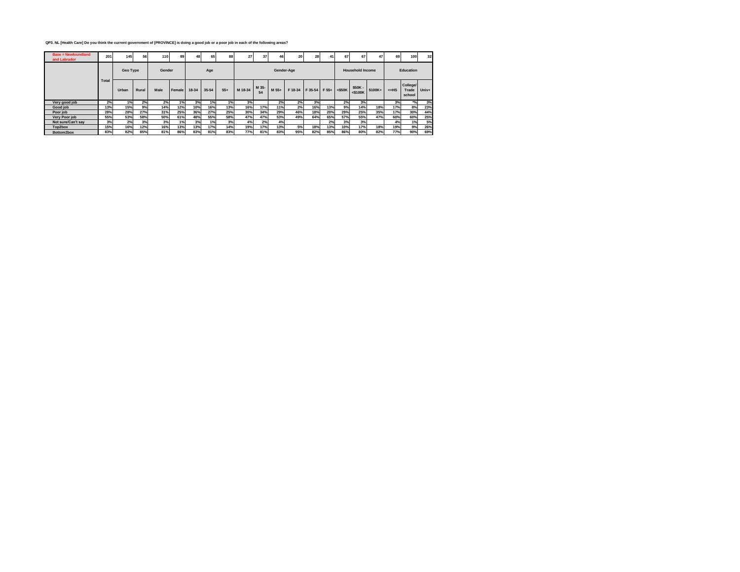**QP3. NL [Health Care] Do you think the current government of [PROVINCE] is doing a good job or a poor job in each of the following areas?**

| Base = Newfoundland and Labrador | 201 | 145 | 56 | 110 | 89 | 48 | 65 | 88 | 27 | 37 | 46 | 20 | 28 | 41 | 67 | 67 | 47 | 69 | 100 | 32 |
|---|---|---|---|---|---|---|---|---|---|---|---|---|---|---|---|---|---|---|---|---|
| | Total | Geo Type | | Gender | | Age | | | Gender-Age | | | | | | Household Income | | | Education | | |
| | | Urban | Rural | Male | Female | 18-34 | 35-54 | 55+ | M 18-34 | M 35-54 | M 55+ | F 18-34 | F 35-54 | F 55+ | <$50K | $50K - <$100K | $100K+ | <=HS | College/ Trade school | Univ+ |
| Very good job | 2% | 1% | 2% | 2% | 1% | 3% | 1% | 1% | 3% | | 2% | 2% | 3% | | 2% | 3% | | 3% | *% | 3% |
| Good job | 13% | 15% | 9% | 14% | 12% | 10% | 16% | 13% | 16% | 17% | 11% | 2% | 16% | 13% | 9% | 14% | 18% | 17% | 8% | 23% |
| Poor job | 28% | 28% | 27% | 31% | 25% | 36% | 27% | 25% | 30% | 34% | 29% | 46% | 18% | 20% | 29% | 25% | 35% | 17% | 30% | 44% |
| Very Poor job | 55% | 53% | 58% | 50% | 61% | 48% | 55% | 58% | 47% | 47% | 53% | 49% | 64% | 65% | 57% | 55% | 47% | 60% | 60% | 25% |
| Not sure/Can't say | 3% | 2% | 3% | 3% | 1% | 3% | 1% | 3% | 4% | 2% | 4% | | | 2% | 3% | 3% | | 4% | 1% | 5% |
| Top2box | 15% | 16% | 12% | 16% | 13% | 13% | 17% | 14% | 19% | 17% | 13% | 5% | 18% | 13% | 10% | 17% | 18% | 19% | 9% | 26% |
| Bottom2box | 83% | 82% | 85% | 81% | 86% | 83% | 81% | 83% | 77% | 81% | 83% | 95% | 82% | 85% | 86% | 80% | 82% | 77% | 90% | 69% |